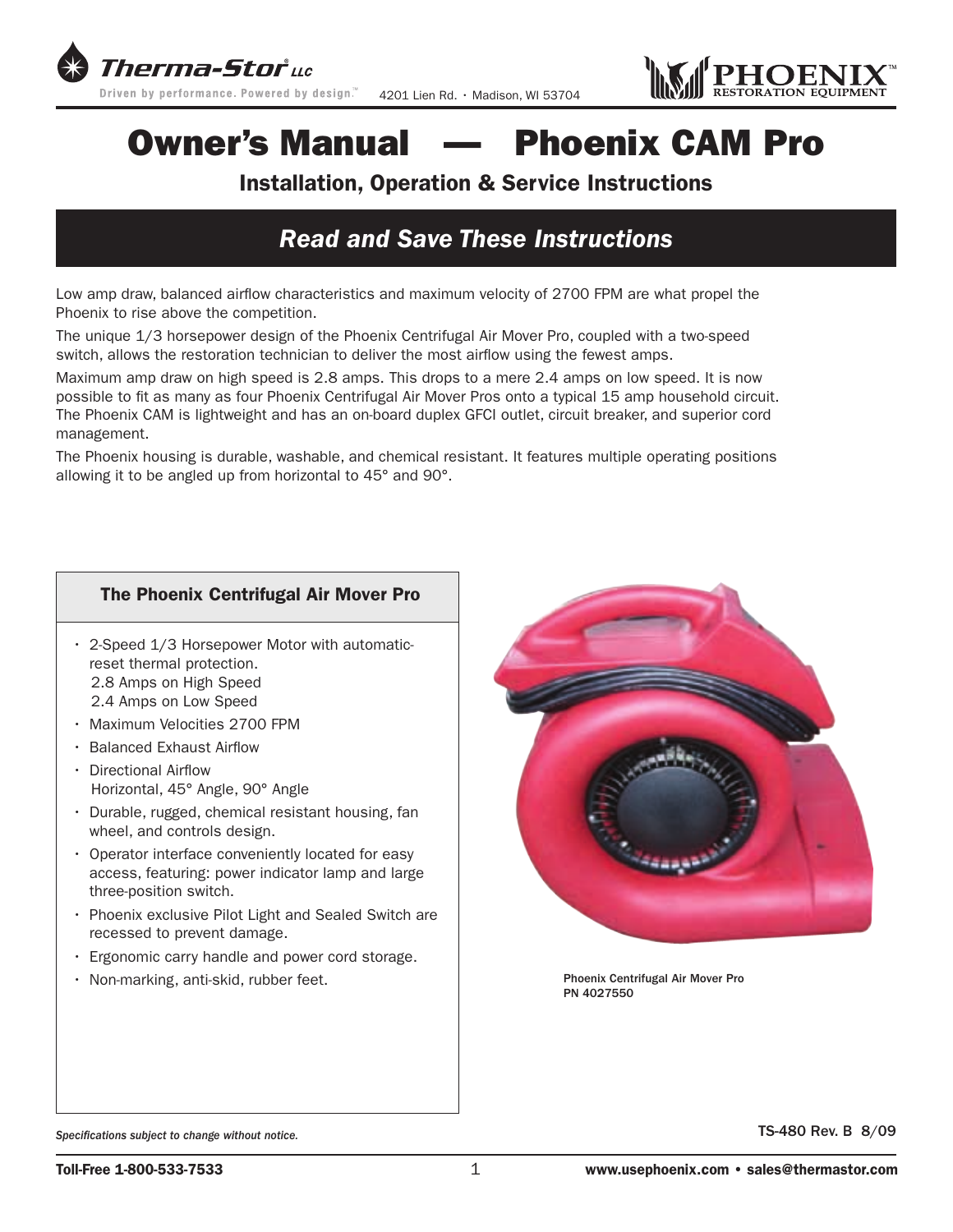Therma-Stor® LLC

Driven by performance. Powered by design.™ 4201 Lien Rd. • Madison, WI 53704

PHOENIX™ RESTORATION EQUIPMENT

# Owner's Manual — Phoenix CAM Pro

## Installation, Operation & Service Instructions

## *Read and Save These Instructions*

Low amp draw, balanced airflow characteristics and maximum velocity of 2700 FPM are what propel the Phoenix to rise above the competition.

The unique 1/3 horsepower design of the Phoenix Centrifugal Air Mover Pro, coupled with a two-speed switch, allows the restoration technician to deliver the most airflow using the fewest amps.

Maximum amp draw on high speed is 2.8 amps. This drops to a mere 2.4 amps on low speed. It is now possible to fit as many as four Phoenix Centrifugal Air Mover Pros onto a typical 15 amp household circuit. The Phoenix CAM is lightweight and has an on-board duplex GFCI outlet, circuit breaker, and superior cord management.

The Phoenix housing is durable, washable, and chemical resistant. It features multiple operating positions allowing it to be angled up from horizontal to 45° and 90°.

### The Phoenix Centrifugal Air Mover Pro

- 2-Speed 1/3 Horsepower Motor with automatic-reset thermal protection.
  2.8 Amps on High Speed
  2.4 Amps on Low Speed
- Maximum Velocities 2700 FPM
- Balanced Exhaust Airflow
- Directional Airflow
  Horizontal, 45° Angle, 90° Angle
- Durable, rugged, chemical resistant housing, fan wheel, and controls design.
- Operator interface conveniently located for easy access, featuring: power indicator lamp and large three-position switch.
- Phoenix exclusive Pilot Light and Sealed Switch are recessed to prevent damage.
- Ergonomic carry handle and power cord storage.
- Non-marking, anti-skid, rubber feet.

**Phoenix Centrifugal Air Mover Pro**
**PN 4027550**

*Specifications subject to change without notice.*

TS-480 Rev. B 8/09

**Toll-Free 1-800-533-7533** **www.usephoenix.com • sales@thermastor.com**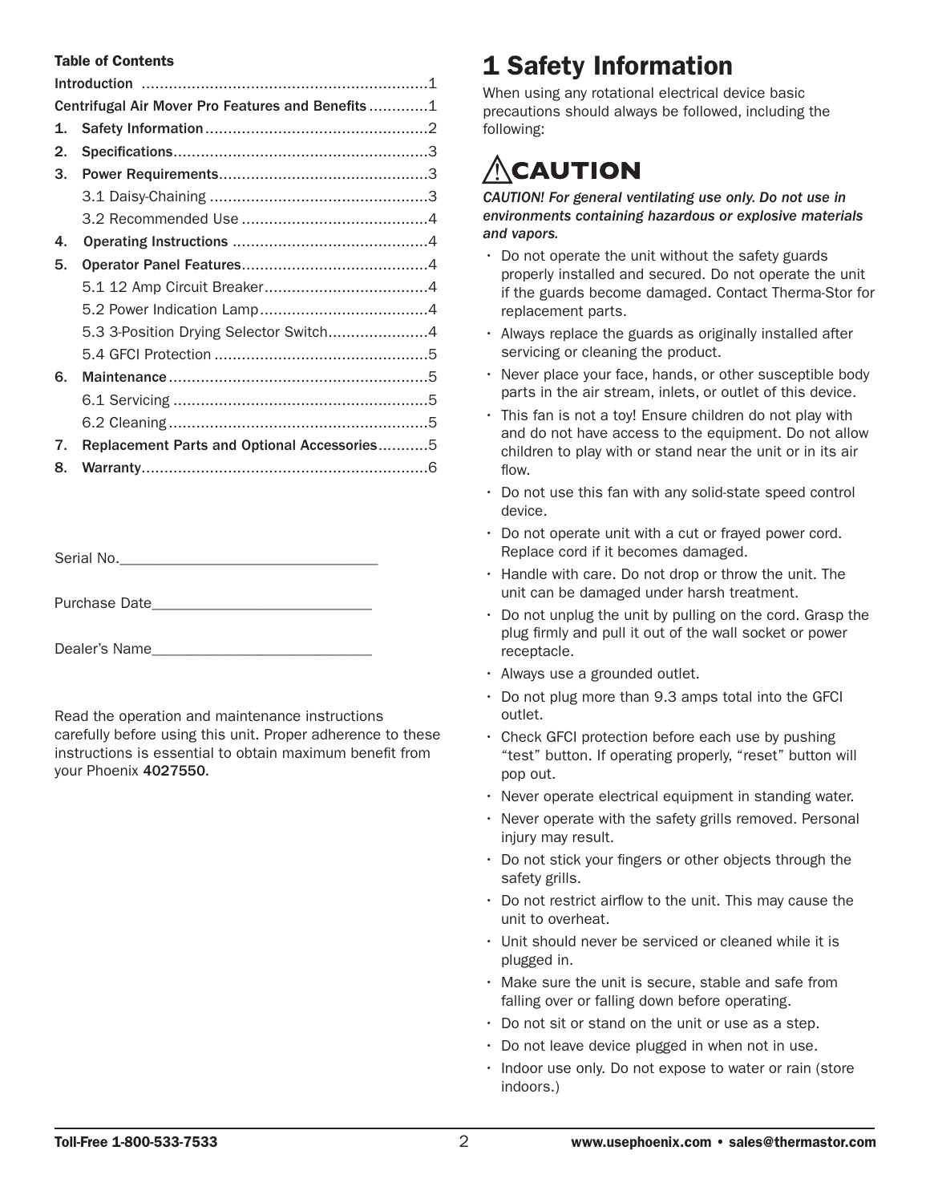**Table of Contents**

| | |
|---|---|
| Introduction | 1 |
| Centrifugal Air Mover Pro Features and Benefits | 1 |
| 1. Safety Information | 2 |
| 2. Specifications | 3 |
| 3. Power Requirements | 3 |
| 3.1 Daisy-Chaining | 3 |
| 3.2 Recommended Use | 4 |
| 4. Operating Instructions | 4 |
| 5. Operator Panel Features | 4 |
| 5.1 12 Amp Circuit Breaker | 4 |
| 5.2 Power Indication Lamp | 4 |
| 5.3 3-Position Drying Selector Switch | 4 |
| 5.4 GFCI Protection | 5 |
| 6. Maintenance | 5 |
| 6.1 Servicing | 5 |
| 6.2 Cleaning | 5 |
| 7. Replacement Parts and Optional Accessories | 5 |
| 8. Warranty | 6 |

Serial No.\_\_\_\_\_\_\_\_\_\_\_\_\_\_\_\_\_\_\_\_\_\_\_\_\_\_\_\_\_\_

Purchase Date\_\_\_\_\_\_\_\_\_\_\_\_\_\_\_\_\_\_\_\_\_\_\_\_\_\_

Dealer's Name\_\_\_\_\_\_\_\_\_\_\_\_\_\_\_\_\_\_\_\_\_\_\_\_\_\_

Read the operation and maintenance instructions carefully before using this unit. Proper adherence to these instructions is essential to obtain maximum benefit from your Phoenix **4027550**.

# 1 Safety Information

When using any rotational electrical device basic precautions should always be followed, including the following:

## ⚠CAUTION

***CAUTION! For general ventilating use only. Do not use in environments containing hazardous or explosive materials and vapors.***

- Do not operate the unit without the safety guards properly installed and secured. Do not operate the unit if the guards become damaged. Contact Therma-Stor for replacement parts.
- Always replace the guards as originally installed after servicing or cleaning the product.
- Never place your face, hands, or other susceptible body parts in the air stream, inlets, or outlet of this device.
- This fan is not a toy! Ensure children do not play with and do not have access to the equipment. Do not allow children to play with or stand near the unit or in its air flow.
- Do not use this fan with any solid-state speed control device.
- Do not operate unit with a cut or frayed power cord. Replace cord if it becomes damaged.
- Handle with care. Do not drop or throw the unit. The unit can be damaged under harsh treatment.
- Do not unplug the unit by pulling on the cord. Grasp the plug firmly and pull it out of the wall socket or power receptacle.
- Always use a grounded outlet.
- Do not plug more than 9.3 amps total into the GFCI outlet.
- Check GFCI protection before each use by pushing "test" button. If operating properly, "reset" button will pop out.
- Never operate electrical equipment in standing water.
- Never operate with the safety grills removed. Personal injury may result.
- Do not stick your fingers or other objects through the safety grills.
- Do not restrict airflow to the unit. This may cause the unit to overheat.
- Unit should never be serviced or cleaned while it is plugged in.
- Make sure the unit is secure, stable and safe from falling over or falling down before operating.
- Do not sit or stand on the unit or use as a step.
- Do not leave device plugged in when not in use.
- Indoor use only. Do not expose to water or rain (store indoors.)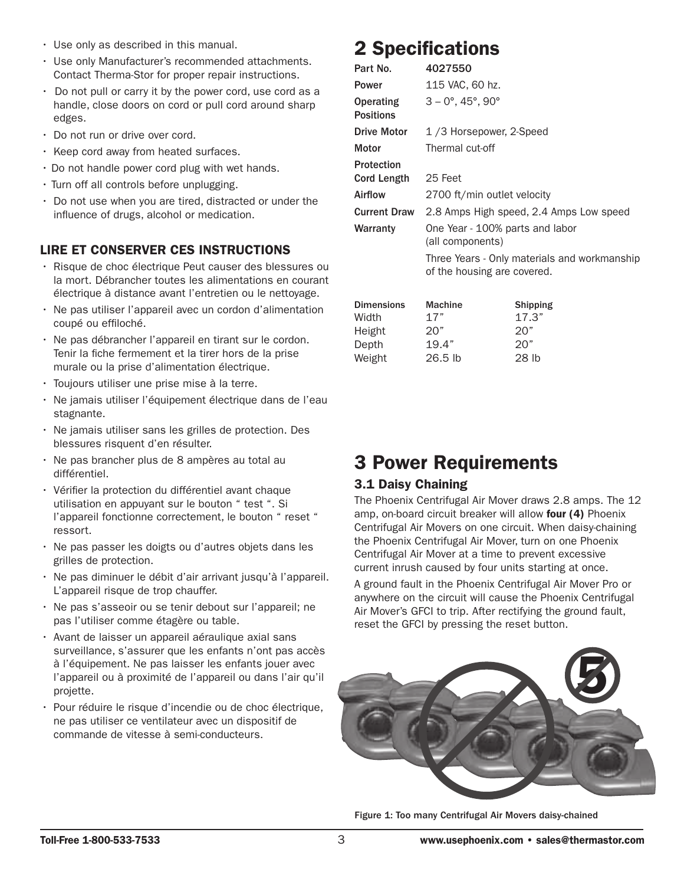- Use only as described in this manual.
- Use only Manufacturer's recommended attachments. Contact Therma-Stor for proper repair instructions.
- Do not pull or carry it by the power cord, use cord as a handle, close doors on cord or pull cord around sharp edges.
- Do not run or drive over cord.
- Keep cord away from heated surfaces.
- Do not handle power cord plug with wet hands.
- Turn off all controls before unplugging.
- Do not use when you are tired, distracted or under the influence of drugs, alcohol or medication.

### LIRE ET CONSERVER CES INSTRUCTIONS

- Risque de choc électrique Peut causer des blessures ou la mort. Débrancher toutes les alimentations en courant électrique à distance avant l'entretien ou le nettoyage.
- Ne pas utiliser l'appareil avec un cordon d'alimentation coupé ou effiloché.
- Ne pas débrancher l'appareil en tirant sur le cordon. Tenir la fiche fermement et la tirer hors de la prise murale ou la prise d'alimentation électrique.
- Toujours utiliser une prise mise à la terre.
- Ne jamais utiliser l'équipement électrique dans de l'eau stagnante.
- Ne jamais utiliser sans les grilles de protection. Des blessures risquent d'en résulter.
- Ne pas brancher plus de 8 ampères au total au différentiel.
- Vérifier la protection du différentiel avant chaque utilisation en appuyant sur le bouton " test ". Si l'appareil fonctionne correctement, le bouton " reset " ressort.
- Ne pas passer les doigts ou d'autres objets dans les grilles de protection.
- Ne pas diminuer le débit d'air arrivant jusqu'à l'appareil. L'appareil risque de trop chauffer.
- Ne pas s'asseoir ou se tenir debout sur l'appareil; ne pas l'utiliser comme étagère ou table.
- Avant de laisser un appareil aéraulique axial sans surveillance, s'assurer que les enfants n'ont pas accès à l'équipement. Ne pas laisser les enfants jouer avec l'appareil ou à proximité de l'appareil ou dans l'air qu'il projette.
- Pour réduire le risque d'incendie ou de choc électrique, ne pas utiliser ce ventilateur avec un dispositif de commande de vitesse à semi-conducteurs.

# 2 Specifications

| | |
|---|---|
| **Part No.** | 4027550 |
| **Power** | 115 VAC, 60 hz. |
| **Operating Positions** | 3 – 0°, 45°, 90° |
| **Drive Motor** | 1 /3 Horsepower, 2-Speed |
| **Motor Protection** | Thermal cut-off |
| **Cord Length** | 25 Feet |
| **Airflow** | 2700 ft/min outlet velocity |
| **Current Draw** | 2.8 Amps High speed, 2.4 Amps Low speed |
| **Warranty** | One Year - 100% parts and labor (all components) |
| | Three Years - Only materials and workmanship of the housing are covered. |

| Dimensions | Machine | Shipping |
|---|---|---|
| Width | 17" | 17.3" |
| Height | 20" | 20" |
| Depth | 19.4" | 20" |
| Weight | 26.5 lb | 28 lb |

# 3 Power Requirements

### 3.1 Daisy Chaining

The Phoenix Centrifugal Air Mover draws 2.8 amps. The 12 amp, on-board circuit breaker will allow **four (4)** Phoenix Centrifugal Air Movers on one circuit. When daisy-chaining the Phoenix Centrifugal Air Mover, turn on one Phoenix Centrifugal Air Mover at a time to prevent excessive current inrush caused by four units starting at once.

A ground fault in the Phoenix Centrifugal Air Mover Pro or anywhere on the circuit will cause the Phoenix Centrifugal Air Mover's GFCI to trip. After rectifying the ground fault, reset the GFCI by pressing the reset button.

Figure 1: Too many Centrifugal Air Movers daisy-chained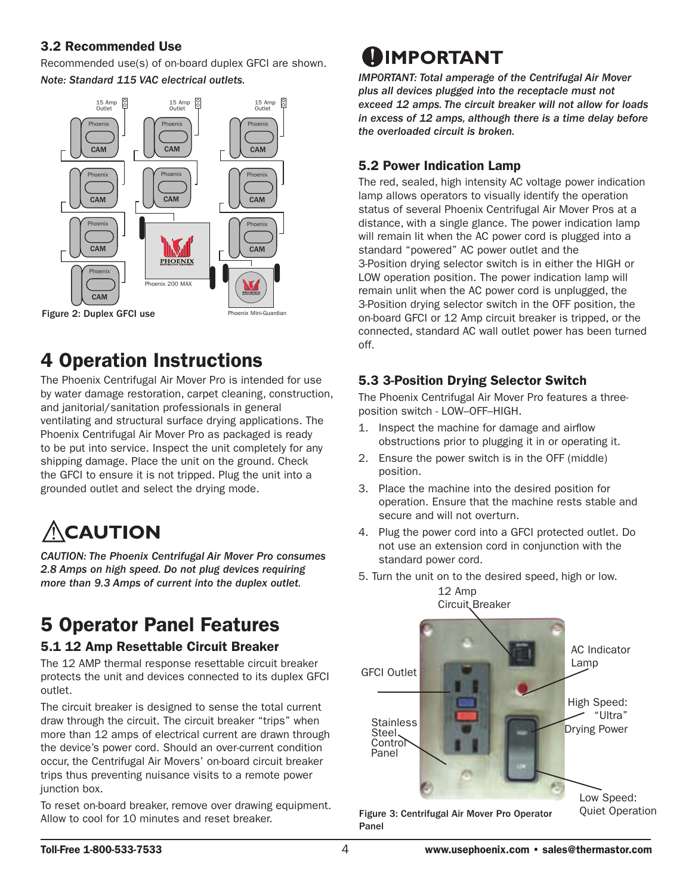### 3.2 Recommended Use

Recommended use(s) of on-board duplex GFCI are shown.

*Note: Standard 115 VAC electrical outlets.*

Figure 2: Duplex GFCI use

# 4 Operation Instructions

The Phoenix Centrifugal Air Mover Pro is intended for use by water damage restoration, carpet cleaning, construction, and janitorial/sanitation professionals in general ventilating and structural surface drying applications. The Phoenix Centrifugal Air Mover Pro as packaged is ready to be put into service. Inspect the unit completely for any shipping damage. Place the unit on the ground. Check the GFCI to ensure it is not tripped. Plug the unit into a grounded outlet and select the drying mode.

## ⚠CAUTION

*CAUTION: The Phoenix Centrifugal Air Mover Pro consumes 2.8 Amps on high speed. Do not plug devices requiring more than 9.3 Amps of current into the duplex outlet.*

# 5 Operator Panel Features

### 5.1 12 Amp Resettable Circuit Breaker

The 12 AMP thermal response resettable circuit breaker protects the unit and devices connected to its duplex GFCI outlet.

The circuit breaker is designed to sense the total current draw through the circuit. The circuit breaker "trips" when more than 12 amps of electrical current are drawn through the device's power cord. Should an over-current condition occur, the Centrifugal Air Movers' on-board circuit breaker trips thus preventing nuisance visits to a remote power junction box.

To reset on-board breaker, remove over drawing equipment. Allow to cool for 10 minutes and reset breaker.

## IMPORTANT

*IMPORTANT: Total amperage of the Centrifugal Air Mover plus all devices plugged into the receptacle must not exceed 12 amps. The circuit breaker will not allow for loads in excess of 12 amps, although there is a time delay before the overloaded circuit is broken.*

### 5.2 Power Indication Lamp

The red, sealed, high intensity AC voltage power indication lamp allows operators to visually identify the operation status of several Phoenix Centrifugal Air Mover Pros at a distance, with a single glance. The power indication lamp will remain lit when the AC power cord is plugged into a standard "powered" AC power outlet and the 3-Position drying selector switch is in either the HIGH or LOW operation position. The power indication lamp will remain unlit when the AC power cord is unplugged, the 3-Position drying selector switch in the OFF position, the on-board GFCI or 12 Amp circuit breaker is tripped, or the connected, standard AC wall outlet power has been turned off.

### 5.3 3-Position Drying Selector Switch

The Phoenix Centrifugal Air Mover Pro features a three-position switch - LOW–OFF–HIGH.

1. Inspect the machine for damage and airflow obstructions prior to plugging it in or operating it.
2. Ensure the power switch is in the OFF (middle) position.
3. Place the machine into the desired position for operation. Ensure that the machine rests stable and secure and will not overturn.
4. Plug the power cord into a GFCI protected outlet. Do not use an extension cord in conjunction with the standard power cord.
5. Turn the unit on to the desired speed, high or low.

Figure 3: Centrifugal Air Mover Pro Operator Panel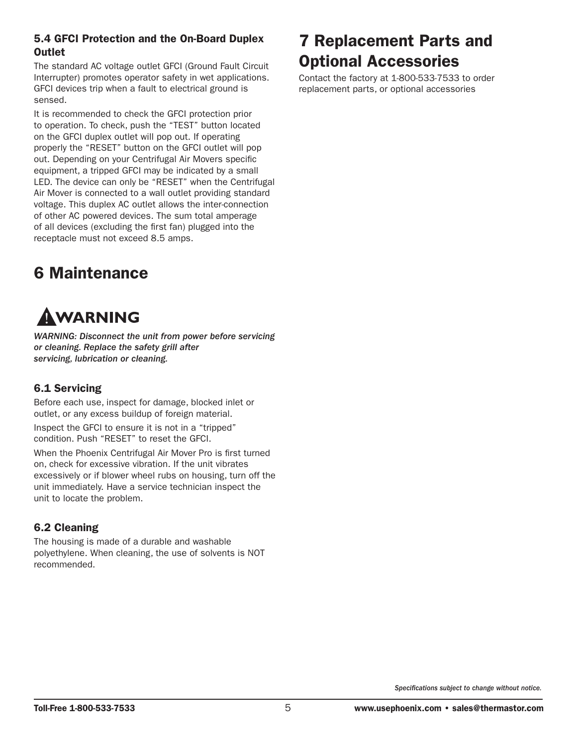### 5.4 GFCI Protection and the On-Board Duplex Outlet

The standard AC voltage outlet GFCI (Ground Fault Circuit Interrupter) promotes operator safety in wet applications. GFCI devices trip when a fault to electrical ground is sensed.

It is recommended to check the GFCI protection prior to operation. To check, push the "TEST" button located on the GFCI duplex outlet will pop out. If operating properly the "RESET" button on the GFCI outlet will pop out. Depending on your Centrifugal Air Movers specific equipment, a tripped GFCI may be indicated by a small LED. The device can only be "RESET" when the Centrifugal Air Mover is connected to a wall outlet providing standard voltage. This duplex AC outlet allows the inter-connection of other AC powered devices. The sum total amperage of all devices (excluding the first fan) plugged into the receptacle must not exceed 8.5 amps.

# 6 Maintenance

**⚠WARNING**

*WARNING: Disconnect the unit from power before servicing or cleaning. Replace the safety grill after servicing, lubrication or cleaning.*

## 6.1 Servicing

Before each use, inspect for damage, blocked inlet or outlet, or any excess buildup of foreign material.

Inspect the GFCI to ensure it is not in a "tripped" condition. Push "RESET" to reset the GFCI.

When the Phoenix Centrifugal Air Mover Pro is first turned on, check for excessive vibration. If the unit vibrates excessively or if blower wheel rubs on housing, turn off the unit immediately. Have a service technician inspect the unit to locate the problem.

## 6.2 Cleaning

The housing is made of a durable and washable polyethylene. When cleaning, the use of solvents is NOT recommended.

# 7 Replacement Parts and Optional Accessories

Contact the factory at 1-800-533-7533 to order replacement parts, or optional accessories

*Specifications subject to change without notice.*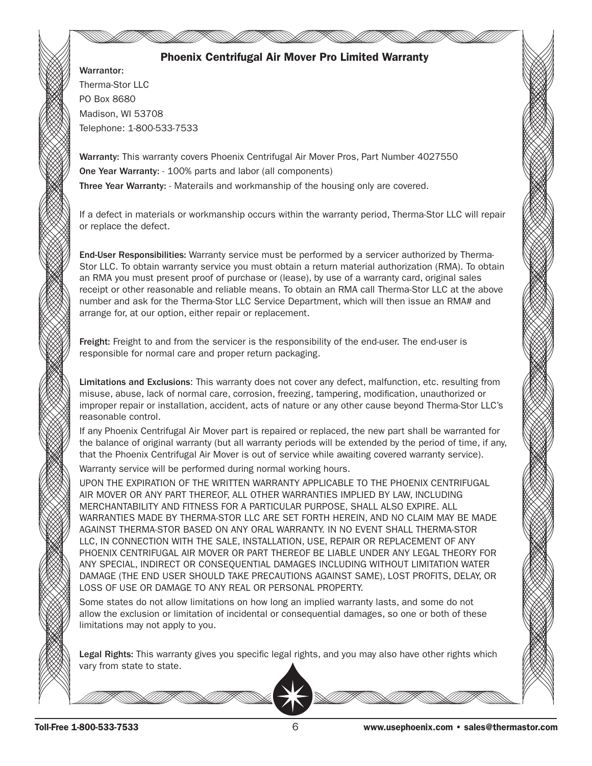## Phoenix Centrifugal Air Mover Pro Limited Warranty

**Warrantor:**

Therma-Stor LLC

PO Box 8680

Madison, WI 53708

Telephone: 1-800-533-7533

**Warranty:** This warranty covers Phoenix Centrifugal Air Mover Pros, Part Number 4027550

**One Year Warranty:** - 100% parts and labor (all components)

**Three Year Warranty:** - Materails and workmanship of the housing only are covered.

If a defect in materials or workmanship occurs within the warranty period, Therma-Stor LLC will repair or replace the defect.

**End-User Responsibilities:** Warranty service must be performed by a servicer authorized by Therma-Stor LLC. To obtain warranty service you must obtain a return material authorization (RMA). To obtain an RMA you must present proof of purchase or (lease), by use of a warranty card, original sales receipt or other reasonable and reliable means. To obtain an RMA call Therma-Stor LLC at the above number and ask for the Therma-Stor LLC Service Department, which will then issue an RMA# and arrange for, at our option, either repair or replacement.

**Freight:** Freight to and from the servicer is the responsibility of the end-user. The end-user is responsible for normal care and proper return packaging.

**Limitations and Exclusions**: This warranty does not cover any defect, malfunction, etc. resulting from misuse, abuse, lack of normal care, corrosion, freezing, tampering, modification, unauthorized or improper repair or installation, accident, acts of nature or any other cause beyond Therma-Stor LLC's reasonable control.

If any Phoenix Centrifugal Air Mover part is repaired or replaced, the new part shall be warranted for the balance of original warranty (but all warranty periods will be extended by the period of time, if any, that the Phoenix Centrifugal Air Mover is out of service while awaiting covered warranty service).

Warranty service will be performed during normal working hours.

UPON THE EXPIRATION OF THE WRITTEN WARRANTY APPLICABLE TO THE PHOENIX CENTRIFUGAL AIR MOVER OR ANY PART THEREOF, ALL OTHER WARRANTIES IMPLIED BY LAW, INCLUDING MERCHANTABILITY AND FITNESS FOR A PARTICULAR PURPOSE, SHALL ALSO EXPIRE. ALL WARRANTIES MADE BY THERMA-STOR LLC ARE SET FORTH HEREIN, AND NO CLAIM MAY BE MADE AGAINST THERMA-STOR BASED ON ANY ORAL WARRANTY. IN NO EVENT SHALL THERMA-STOR LLC, IN CONNECTION WITH THE SALE, INSTALLATION, USE, REPAIR OR REPLACEMENT OF ANY PHOENIX CENTRIFUGAL AIR MOVER OR PART THEREOF BE LIABLE UNDER ANY LEGAL THEORY FOR ANY SPECIAL, INDIRECT OR CONSEQUENTIAL DAMAGES INCLUDING WITHOUT LIMITATION WATER DAMAGE (THE END USER SHOULD TAKE PRECAUTIONS AGAINST SAME), LOST PROFITS, DELAY, OR LOSS OF USE OR DAMAGE TO ANY REAL OR PERSONAL PROPERTY.

Some states do not allow limitations on how long an implied warranty lasts, and some do not allow the exclusion or limitation of incidental or consequential damages, so one or both of these limitations may not apply to you.

**Legal Rights:** This warranty gives you specific legal rights, and you may also have other rights which vary from state to state.

Toll-Free 1-800-533-7533 www.usephoenix.com • sales@thermastor.com